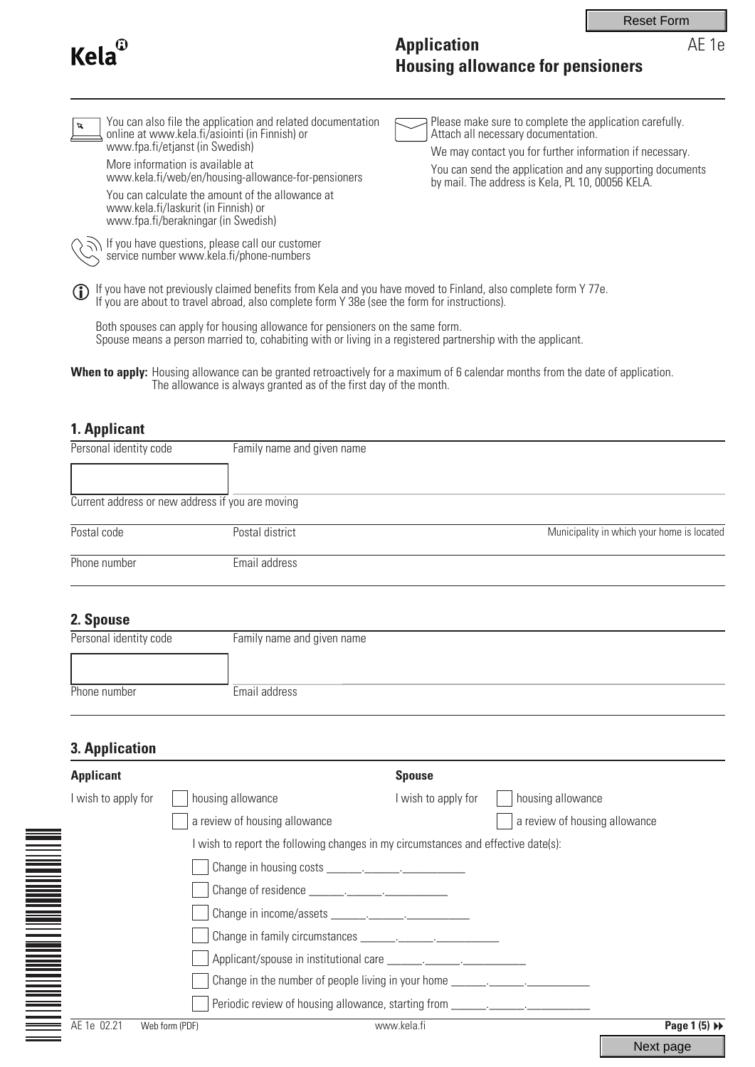Kela

# Application
## Housing allowance for pensioners

AE 1e

You can also file the application and related documentation online at www.kela.fi/asiointi (in Finnish) or www.fpa.fi/etjanst (in Swedish)

More information is available at www.kela.fi/web/en/housing-allowance-for-pensioners

You can calculate the amount of the allowance at www.kela.fi/laskurit (in Finnish) or www.fpa.fi/berakningar (in Swedish)

If you have questions, please call our customer service number www.kela.fi/phone-numbers

Please make sure to complete the application carefully. Attach all necessary documentation.

We may contact you for further information if necessary.

You can send the application and any supporting documents by mail. The address is Kela, PL 10, 00056 KELA.

If you have not previously claimed benefits from Kela and you have moved to Finland, also complete form Y 77e. If you are about to travel abroad, also complete form Y 38e (see the form for instructions).

Both spouses can apply for housing allowance for pensioners on the same form. Spouse means a person married to, cohabiting with or living in a registered partnership with the applicant.

**When to apply:** Housing allowance can be granted retroactively for a maximum of 6 calendar months from the date of application. The allowance is always granted as of the first day of the month.

## 1. Applicant

| Personal identity code | Family name and given name | |
|---|---|---|
| | | |
| Current address or new address if you are moving | | |
| Postal code | Postal district | Municipality in which your home is located |
| Phone number | Email address | |

## 2. Spouse

| Personal identity code | Family name and given name |
|---|---|
| | |
| Phone number | Email address |

## 3. Application

| **Applicant** | | **Spouse** | |
|---|---|---|---|
| I wish to apply for | ☐ housing allowance | I wish to apply for | ☐ housing allowance |
| | ☐ a review of housing allowance | | ☐ a review of housing allowance |

I wish to report the following changes in my circumstances and effective date(s):

- ☐ Change in housing costs ______.______.__________
- ☐ Change of residence ______.______.__________
- ☐ Change in income/assets ______.______.__________
- ☐ Change in family circumstances ______.______.__________
- ☐ Applicant/spouse in institutional care ______.______.__________
- ☐ Change in the number of people living in your home ______.______.__________
- ☐ Periodic review of housing allowance, starting from ______.______.__________

AE 1e 02.21 Web form (PDF)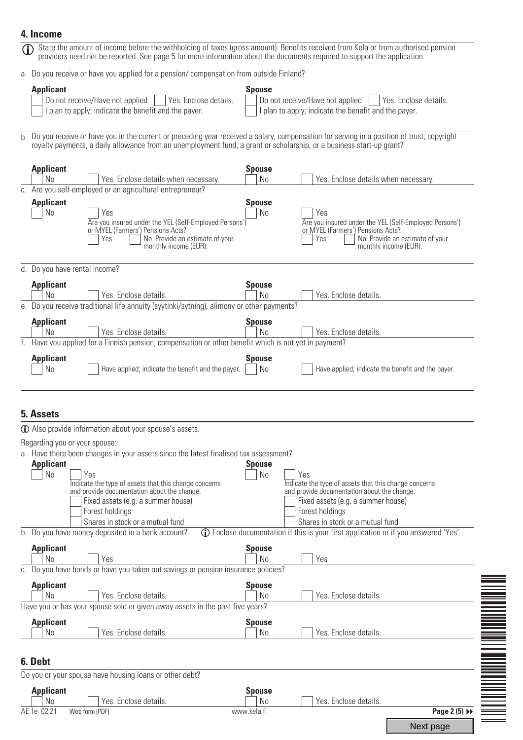## 4. Income

ⓘ State the amount of income before the withholding of taxes (gross amount). Benefits received from Kela or from authorised pension providers need not be reported. See page 5 for more information about the documents required to support the application.

a. Do you receive or have you applied for a pension/ compensation from outside Finland?

**Applicant**
- [ ] Do not receive/Have not applied
- [ ] Yes. Enclose details.
- [ ] I plan to apply; indicate the benefit and the payer.

**Spouse**
- [ ] Do not receive/Have not applied
- [ ] Yes. Enclose details.
- [ ] I plan to apply; indicate the benefit and the payer.

b. Do you receive or have you in the current or preceding year received a salary, compensation for serving in a position of trust, copyright royalty payments, a daily allowance from an unemployment fund, a grant or scholarship, or a business start-up grant?

**Applicant**
- [ ] No
- [ ] Yes. Enclose details when necessary.

**Spouse**
- [ ] No
- [ ] Yes. Enclose details when necessary.

c. Are you self-employed or an agricultural entrepreneur?

**Applicant**
- [ ] No
- [ ] Yes
  Are you insured under the YEL (Self-Employed Persons') or MYEL (Farmers') Pensions Acts?
  - [ ] Yes
  - [ ] No. Provide an estimate of your monthly income (EUR):

**Spouse**
- [ ] No
- [ ] Yes
  Are you insured under the YEL (Self-Employed Persons') or MYEL (Farmers') Pensions Acts?
  - [ ] Yes
  - [ ] No. Provide an estimate of your monthly income (EUR):

d. Do you have rental income?

**Applicant**
- [ ] No
- [ ] Yes. Enclose details.

**Spouse**
- [ ] No
- [ ] Yes. Enclose details.

e. Do you receive traditional life annuity (syytinki/sytning), alimony or other payments?

**Applicant**
- [ ] No
- [ ] Yes. Enclose details.

**Spouse**
- [ ] No
- [ ] Yes. Enclose details.

f. Have you applied for a Finnish pension, compensation or other benefit which is not yet in payment?

**Applicant**
- [ ] No
- [ ] Have applied; indicate the benefit and the payer.

**Spouse**
- [ ] No
- [ ] Have applied; indicate the benefit and the payer.

## 5. Assets

ⓘ Also provide information about your spouse's assets.

Regarding you or your spouse:

a. Have there been changes in your assets since the latest finalised tax assessment?

**Applicant**
- [ ] No
- [ ] Yes
  Indicate the type of assets that this change concerns and provide documentation about the change.
  - [ ] Fixed assets (e.g. a summer house)
  - [ ] Forest holdings
  - [ ] Shares in stock or a mutual fund

**Spouse**
- [ ] No
- [ ] Yes
  Indicate the type of assets that this change concerns and provide documentation about the change.
  - [ ] Fixed assets (e.g. a summer house)
  - [ ] Forest holdings
  - [ ] Shares in stock or a mutual fund

b. Do you have money deposited in a bank account? ⓘ Enclose documentation if this is your first application or if you answered 'Yes'.

**Applicant**
- [ ] No
- [ ] Yes

**Spouse**
- [ ] No
- [ ] Yes

c. Do you have bonds or have you taken out savings or pension insurance policies?

**Applicant**
- [ ] No
- [ ] Yes. Enclose details.

**Spouse**
- [ ] No
- [ ] Yes. Enclose details.

Have you or has your spouse sold or given away assets in the past five years?

**Applicant**
- [ ] No
- [ ] Yes. Enclose details.

**Spouse**
- [ ] No
- [ ] Yes. Enclose details.

## 6. Debt

Do you or your spouse have housing loans or other debt?

**Applicant**
- [ ] No
- [ ] Yes. Enclose details.

**Spouse**
- [ ] No
- [ ] Yes. Enclose details.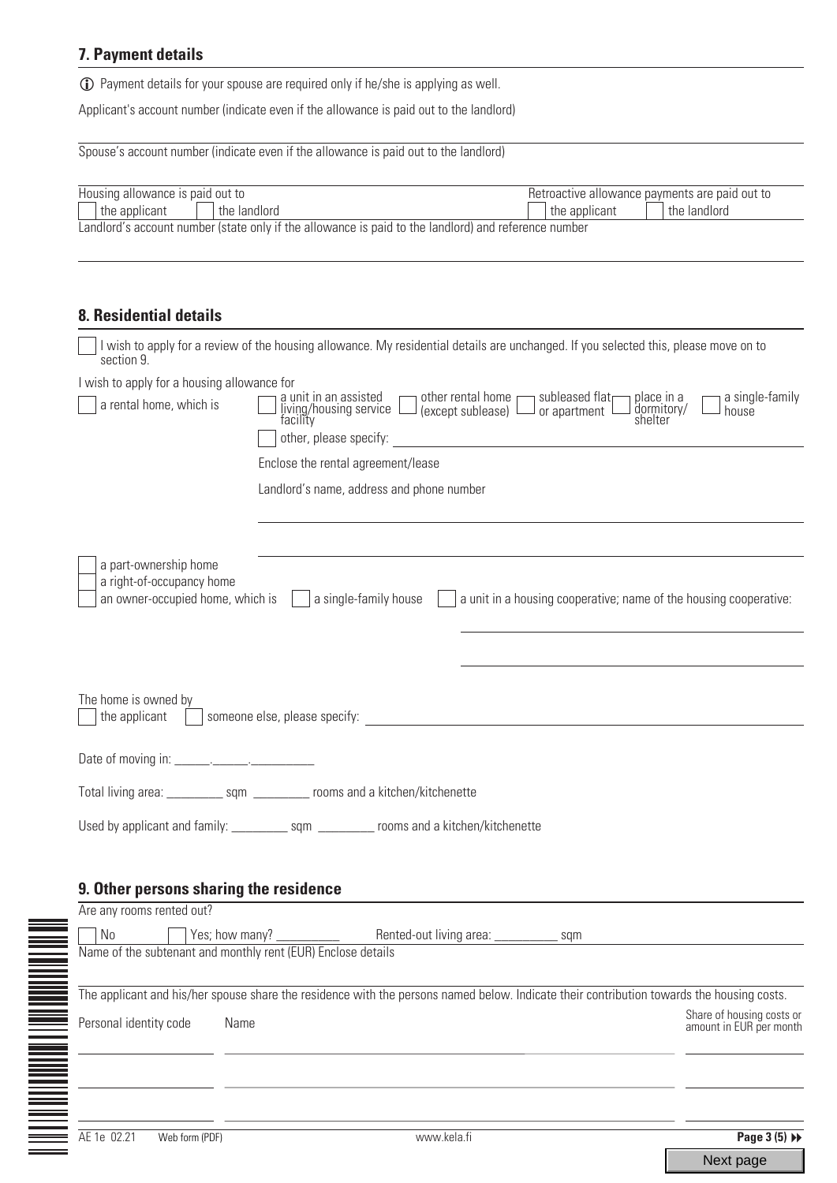## 7. Payment details

ⓘ Payment details for your spouse are required only if he/she is applying as well.

Applicant's account number (indicate even if the allowance is paid out to the landlord)

Spouse's account number (indicate even if the allowance is paid out to the landlord)

Housing allowance is paid out to
☐ the applicant ☐ the landlord

Retroactive allowance payments are paid out to
☐ the applicant ☐ the landlord

Landlord's account number (state only if the allowance is paid to the landlord) and reference number

## 8. Residential details

☐ I wish to apply for a review of the housing allowance. My residential details are unchanged. If you selected this, please move on to section 9.

I wish to apply for a housing allowance for

☐ a rental home, which is ☐ a unit in an assisted living/housing service facility ☐ other rental home (except sublease) ☐ subleased flat or apartment ☐ place in a dormitory/shelter ☐ a single-family house

☐ other, please specify: ______________________

Enclose the rental agreement/lease

Landlord's name, address and phone number

☐ a part-ownership home
☐ a right-of-occupancy home
☐ an owner-occupied home, which is ☐ a single-family house ☐ a unit in a housing cooperative; name of the housing cooperative:

The home is owned by
☐ the applicant ☐ someone else, please specify: ______________________

Date of moving in: ______.______.__________

Total living area: _________ sqm _________ rooms and a kitchen/kitchenette

Used by applicant and family: _________ sqm _________ rooms and a kitchen/kitchenette

## 9. Other persons sharing the residence

Are any rooms rented out?

☐ No ☐ Yes; how many? __________ Rented-out living area: __________ sqm

Name of the subtenant and monthly rent (EUR) Enclose details

The applicant and his/her spouse share the residence with the persons named below. Indicate their contribution towards the housing costs.

| Personal identity code | Name | Share of housing costs or amount in EUR per month |
|---|---|---|
| | | |
| | | |
| | | |

AE 1e 02.21 Web form (PDF) www.kela.fi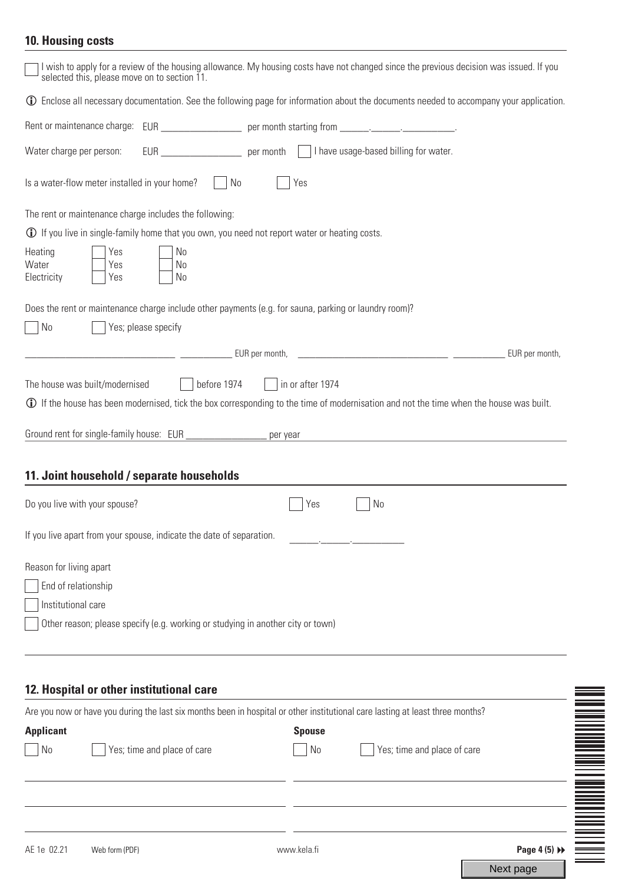## 10. Housing costs

☐ I wish to apply for a review of the housing allowance. My housing costs have not changed since the previous decision was issued. If you selected this, please move on to section 11.

ⓘ Enclose all necessary documentation. See the following page for information about the documents needed to accompany your application.

Rent or maintenance charge: EUR ________________ per month starting from ______.______.__________.

Water charge per person: EUR ________________ per month ☐ I have usage-based billing for water.

Is a water-flow meter installed in your home? ☐ No ☐ Yes

The rent or maintenance charge includes the following:

ⓘ If you live in single-family home that you own, you need not report water or heating costs.

| | | |
|---|---|---|
| Heating | ☐ Yes | ☐ No |
| Water | ☐ Yes | ☐ No |
| Electricity | ☐ Yes | ☐ No |

Does the rent or maintenance charge include other payments (e.g. for sauna, parking or laundry room)?

☐ No ☐ Yes; please specify

________________________________ ___________ EUR per month, ________________________________ ___________ EUR per month,

The house was built/modernised ☐ before 1974 ☐ in or after 1974

ⓘ If the house has been modernised, tick the box corresponding to the time of modernisation and not the time when the house was built.

Ground rent for single-family house: EUR ________________ per year

## 11. Joint household / separate households

Do you live with your spouse? ☐ Yes ☐ No

If you live apart from your spouse, indicate the date of separation. ______.______.__________

Reason for living apart

☐ End of relationship

☐ Institutional care

☐ Other reason; please specify (e.g. working or studying in another city or town)

## 12. Hospital or other institutional care

Are you now or have you during the last six months been in hospital or other institutional care lasting at least three months?

| **Applicant** | **Spouse** |
|---|---|
| ☐ No ☐ Yes; time and place of care | ☐ No ☐ Yes; time and place of care |
| | |
| | |
| | |

AE 1e 02.21 Web form (PDF) www.kela.fi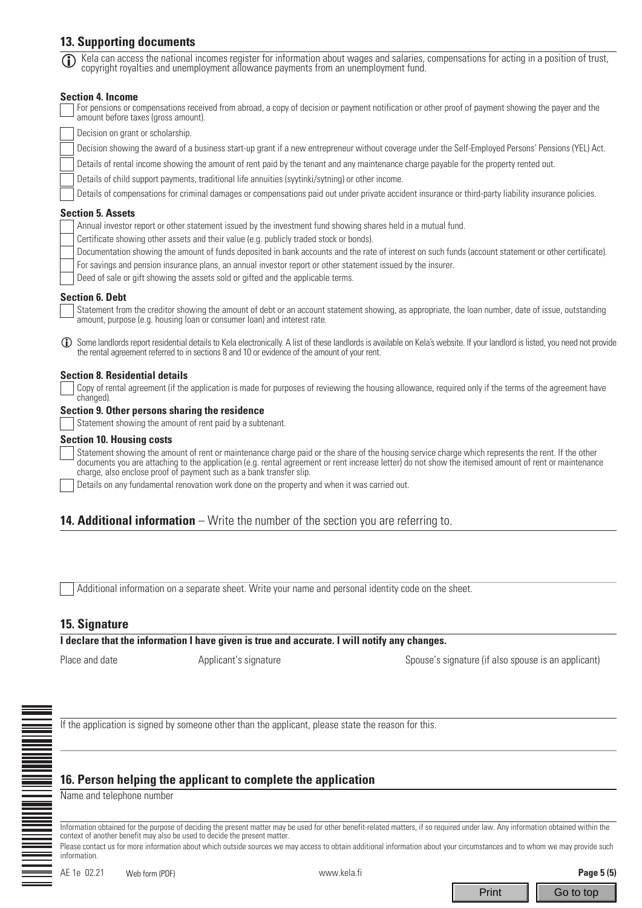## 13. Supporting documents

ⓘ Kela can access the national incomes register for information about wages and salaries, compensations for acting in a position of trust, copyright royalties and unemployment allowance payments from an unemployment fund.

### Section 4. Income

- [ ] For pensions or compensations received from abroad, a copy of decision or payment notification or other proof of payment showing the payer and the amount before taxes (gross amount).
- [ ] Decision on grant or scholarship.
- [ ] Decision showing the award of a business start-up grant if a new entrepreneur without coverage under the Self-Employed Persons' Pensions (YEL) Act.
- [ ] Details of rental income showing the amount of rent paid by the tenant and any maintenance charge payable for the property rented out.
- [ ] Details of child support payments, traditional life annuities (syytinki/sytning) or other income.
- [ ] Details of compensations for criminal damages or compensations paid out under private accident insurance or third-party liability insurance policies.

### Section 5. Assets

- [ ] Annual investor report or other statement issued by the investment fund showing shares held in a mutual fund.
- [ ] Certificate showing other assets and their value (e.g. publicly traded stock or bonds).
- [ ] Documentation showing the amount of funds deposited in bank accounts and the rate of interest on such funds (account statement or other certificate).
- [ ] For savings and pension insurance plans, an annual investor report or other statement issued by the insurer.
- [ ] Deed of sale or gift showing the assets sold or gifted and the applicable terms.

### Section 6. Debt

- [ ] Statement from the creditor showing the amount of debt or an account statement showing, as appropriate, the loan number, date of issue, outstanding amount, purpose (e.g. housing loan or consumer loan) and interest rate.

ⓘ Some landlords report residential details to Kela electronically. A list of these landlords is available on Kela's website. If your landlord is listed, you need not provide the rental agreement referred to in sections 8 and 10 or evidence of the amount of your rent.

### Section 8. Residential details

- [ ] Copy of rental agreement (if the application is made for purposes of reviewing the housing allowance, required only if the terms of the agreement have changed).

### Section 9. Other persons sharing the residence

- [ ] Statement showing the amount of rent paid by a subtenant.

### Section 10. Housing costs

- [ ] Statement showing the amount of rent or maintenance charge paid or the share of the housing service charge which represents the rent. If the other documents you are attaching to the application (e.g. rental agreement or rent increase letter) do not show the itemised amount of rent or maintenance charge, also enclose proof of payment such as a bank transfer slip.
- [ ] Details on any fundamental renovation work done on the property and when it was carried out.

## 14. Additional information – Write the number of the section you are referring to.

- [ ] Additional information on a separate sheet. Write your name and personal identity code on the sheet.

## 15. Signature

**I declare that the information I have given is true and accurate. I will notify any changes.**

| Place and date | Applicant's signature | Spouse's signature (if also spouse is an applicant) |
| --- | --- | --- |
| | | |

If the application is signed by someone other than the applicant, please state the reason for this.

## 16. Person helping the applicant to complete the application

Name and telephone number

Information obtained for the purpose of deciding the present matter may be used for other benefit-related matters, if so required under law. Any information obtained within the context of another benefit may also be used to decide the present matter.

Please contact us for more information about which outside sources we may access to obtain additional information about your circumstances and to whom we may provide such information.

AE 1e 02.21 Web form (PDF) www.kela.fi